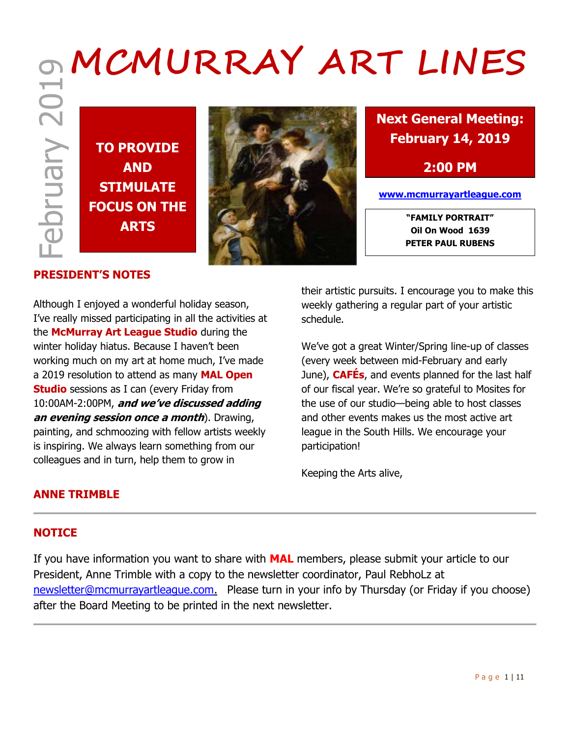February 2019

# MCMURRAY ART LINES

**TO PROVIDE AND STIMULATE FOCUS ON THE ARTS**

**Next General Meeting: February 14, 2019**

**2:00 PM**

**[www.mcmurrayartleague.com](http://www.mcmurrayartleague.com)**

**"FAMILY PORTRAIT"**
**Oil On Wood 1639**
**PETER PAUL RUBENS**

## PRESIDENT'S NOTES

Although I enjoyed a wonderful holiday season, I've really missed participating in all the activities at the **McMurray Art League Studio** during the winter holiday hiatus. Because I haven't been working much on my art at home much, I've made a 2019 resolution to attend as many **MAL Open Studio** sessions as I can (every Friday from 10:00AM-2:00PM, ***and we've discussed adding an evening session once a month***). Drawing, painting, and schmoozing with fellow artists weekly is inspiring. We always learn something from our colleagues and in turn, help them to grow in their artistic pursuits. I encourage you to make this weekly gathering a regular part of your artistic schedule.

We've got a great Winter/Spring line-up of classes (every week between mid-February and early June), **CAFÉs**, and events planned for the last half of our fiscal year. We're so grateful to Mosites for the use of our studio—being able to host classes and other events makes us the most active art league in the South Hills. We encourage your participation!

Keeping the Arts alive,

**ANNE TRIMBLE**

---

## NOTICE

If you have information you want to share with **MAL** members, please submit your article to our President, Anne Trimble with a copy to the newsletter coordinator, Paul RebhoLz at newsletter@mcmurrayartleague.com. Please turn in your info by Thursday (or Friday if you choose) after the Board Meeting to be printed in the next newsletter.

---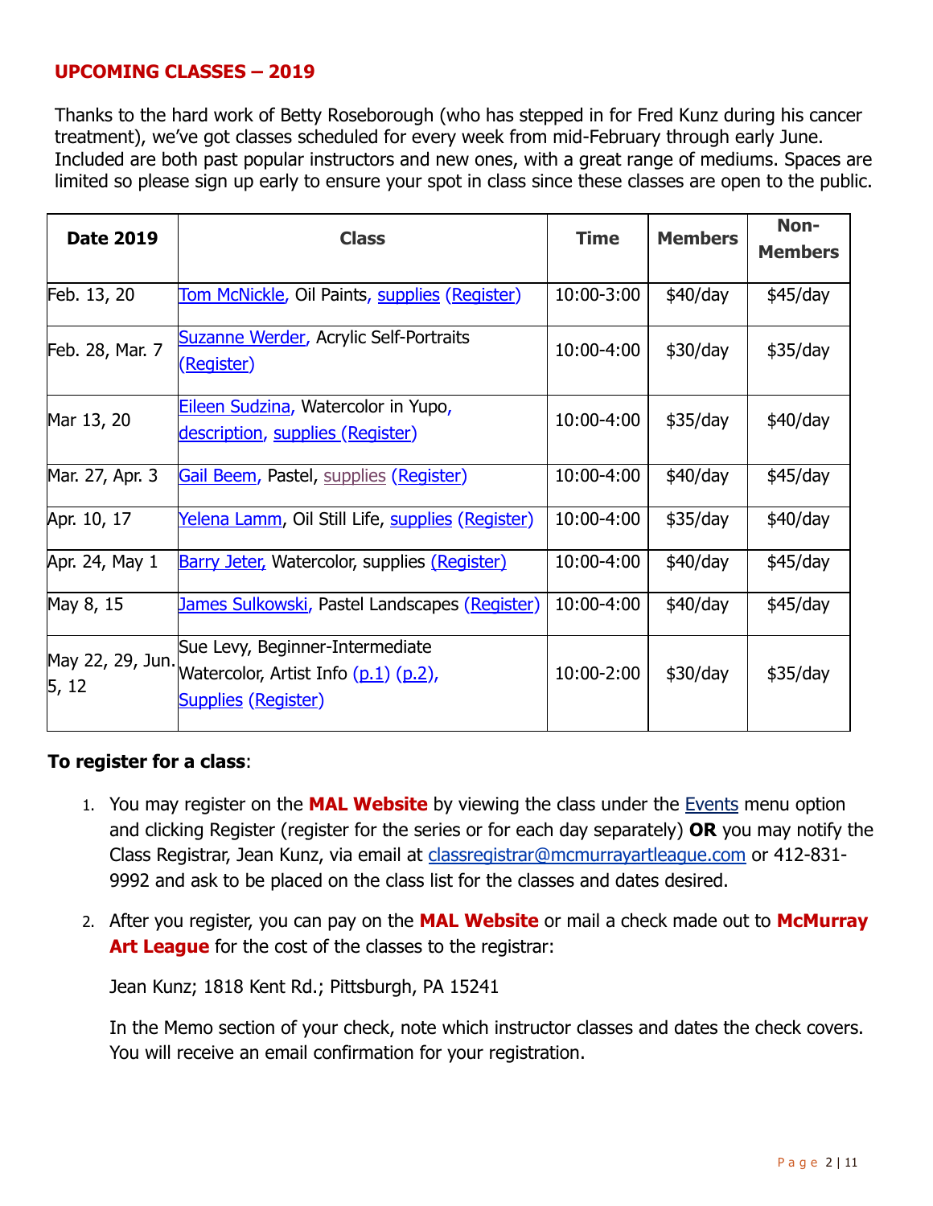## UPCOMING CLASSES – 2019

Thanks to the hard work of Betty Roseborough (who has stepped in for Fred Kunz during his cancer treatment), we've got classes scheduled for every week from mid-February through early June. Included are both past popular instructors and new ones, with a great range of mediums. Spaces are limited so please sign up early to ensure your spot in class since these classes are open to the public.

| Date 2019 | Class | Time | Members | Non-Members |
|---|---|---|---|---|
| Feb. 13, 20 | Tom McNickle, Oil Paints, supplies (Register) | 10:00-3:00 | $40/day | $45/day |
| Feb. 28, Mar. 7 | Suzanne Werder, Acrylic Self-Portraits (Register) | 10:00-4:00 | $30/day | $35/day |
| Mar 13, 20 | Eileen Sudzina, Watercolor in Yupo, description, supplies (Register) | 10:00-4:00 | $35/day | $40/day |
| Mar. 27, Apr. 3 | Gail Beem, Pastel, supplies (Register) | 10:00-4:00 | $40/day | $45/day |
| Apr. 10, 17 | Yelena Lamm, Oil Still Life, supplies (Register) | 10:00-4:00 | $35/day | $40/day |
| Apr. 24, May 1 | Barry Jeter, Watercolor, supplies (Register) | 10:00-4:00 | $40/day | $45/day |
| May 8, 15 | James Sulkowski, Pastel Landscapes (Register) | 10:00-4:00 | $40/day | $45/day |
| May 22, 29, Jun. 5, 12 | Sue Levy, Beginner-Intermediate Watercolor, Artist Info (p.1) (p.2), Supplies (Register) | 10:00-2:00 | $30/day | $35/day |

**To register for a class**:

1. You may register on the **MAL Website** by viewing the class under the Events menu option and clicking Register (register for the series or for each day separately) **OR** you may notify the Class Registrar, Jean Kunz, via email at classregistrar@mcmurrayartleague.com or 412-831-9992 and ask to be placed on the class list for the classes and dates desired.

2. After you register, you can pay on the **MAL Website** or mail a check made out to **McMurray Art League** for the cost of the classes to the registrar:

   Jean Kunz; 1818 Kent Rd.; Pittsburgh, PA 15241

   In the Memo section of your check, note which instructor classes and dates the check covers. You will receive an email confirmation for your registration.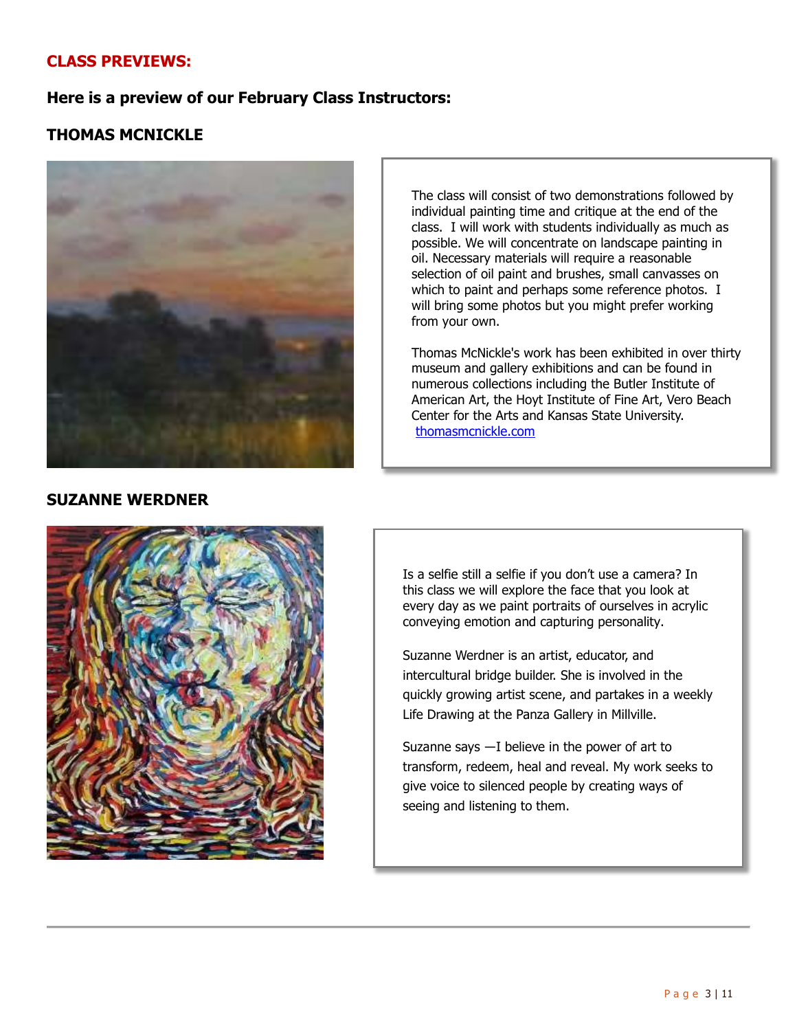## CLASS PREVIEWS:

### Here is a preview of our February Class Instructors:

### THOMAS MCNICKLE

The class will consist of two demonstrations followed by individual painting time and critique at the end of the class. I will work with students individually as much as possible. We will concentrate on landscape painting in oil. Necessary materials will require a reasonable selection of oil paint and brushes, small canvasses on which to paint and perhaps some reference photos. I will bring some photos but you might prefer working from your own.

Thomas McNickle's work has been exhibited in over thirty museum and gallery exhibitions and can be found in numerous collections including the Butler Institute of American Art, the Hoyt Institute of Fine Art, Vero Beach Center for the Arts and Kansas State University.
thomasmcnickle.com

### SUZANNE WERDNER

Is a selfie still a selfie if you don't use a camera? In this class we will explore the face that you look at every day as we paint portraits of ourselves in acrylic conveying emotion and capturing personality.

Suzanne Werdner is an artist, educator, and intercultural bridge builder. She is involved in the quickly growing artist scene, and partakes in a weekly Life Drawing at the Panza Gallery in Millville.

Suzanne says —I believe in the power of art to transform, redeem, heal and reveal. My work seeks to give voice to silenced people by creating ways of seeing and listening to them.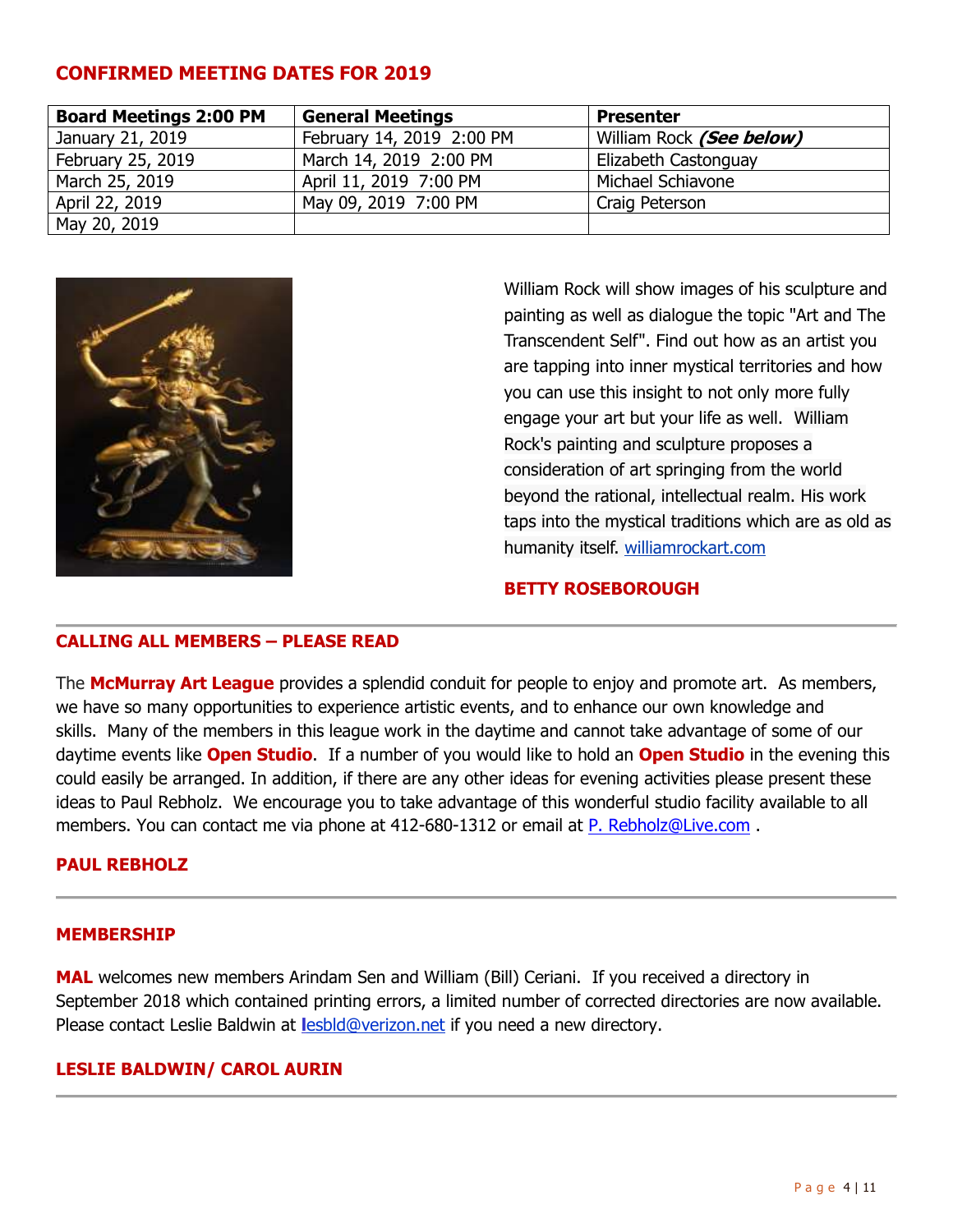## CONFIRMED MEETING DATES FOR 2019

| Board Meetings 2:00 PM | General Meetings | Presenter |
|---|---|---|
| January 21, 2019 | February 14, 2019 2:00 PM | William Rock ***(See below)*** |
| February 25, 2019 | March 14, 2019 2:00 PM | Elizabeth Castonguay |
| March 25, 2019 | April 11, 2019 7:00 PM | Michael Schiavone |
| April 22, 2019 | May 09, 2019 7:00 PM | Craig Peterson |
| May 20, 2019 | | |

William Rock will show images of his sculpture and painting as well as dialogue the topic "Art and The Transcendent Self". Find out how as an artist you are tapping into inner mystical territories and how you can use this insight to not only more fully engage your art but your life as well. William Rock's painting and sculpture proposes a consideration of art springing from the world beyond the rational, intellectual realm. His work taps into the mystical traditions which are as old as humanity itself. williamrockart.com

**BETTY ROSEBOROUGH**

---

### CALLING ALL MEMBERS – PLEASE READ

The **McMurray Art League** provides a splendid conduit for people to enjoy and promote art. As members, we have so many opportunities to experience artistic events, and to enhance our own knowledge and skills. Many of the members in this league work in the daytime and cannot take advantage of some of our daytime events like **Open Studio**. If a number of you would like to hold an **Open Studio** in the evening this could easily be arranged. In addition, if there are any other ideas for evening activities please present these ideas to Paul Rebholz. We encourage you to take advantage of this wonderful studio facility available to all members. You can contact me via phone at 412-680-1312 or email at P. Rebholz@Live.com .

**PAUL REBHOLZ**

---

### MEMBERSHIP

**MAL** welcomes new members Arindam Sen and William (Bill) Ceriani. If you received a directory in September 2018 which contained printing errors, a limited number of corrected directories are now available. Please contact Leslie Baldwin at lesbld@verizon.net if you need a new directory.

**LESLIE BALDWIN/ CAROL AURIN**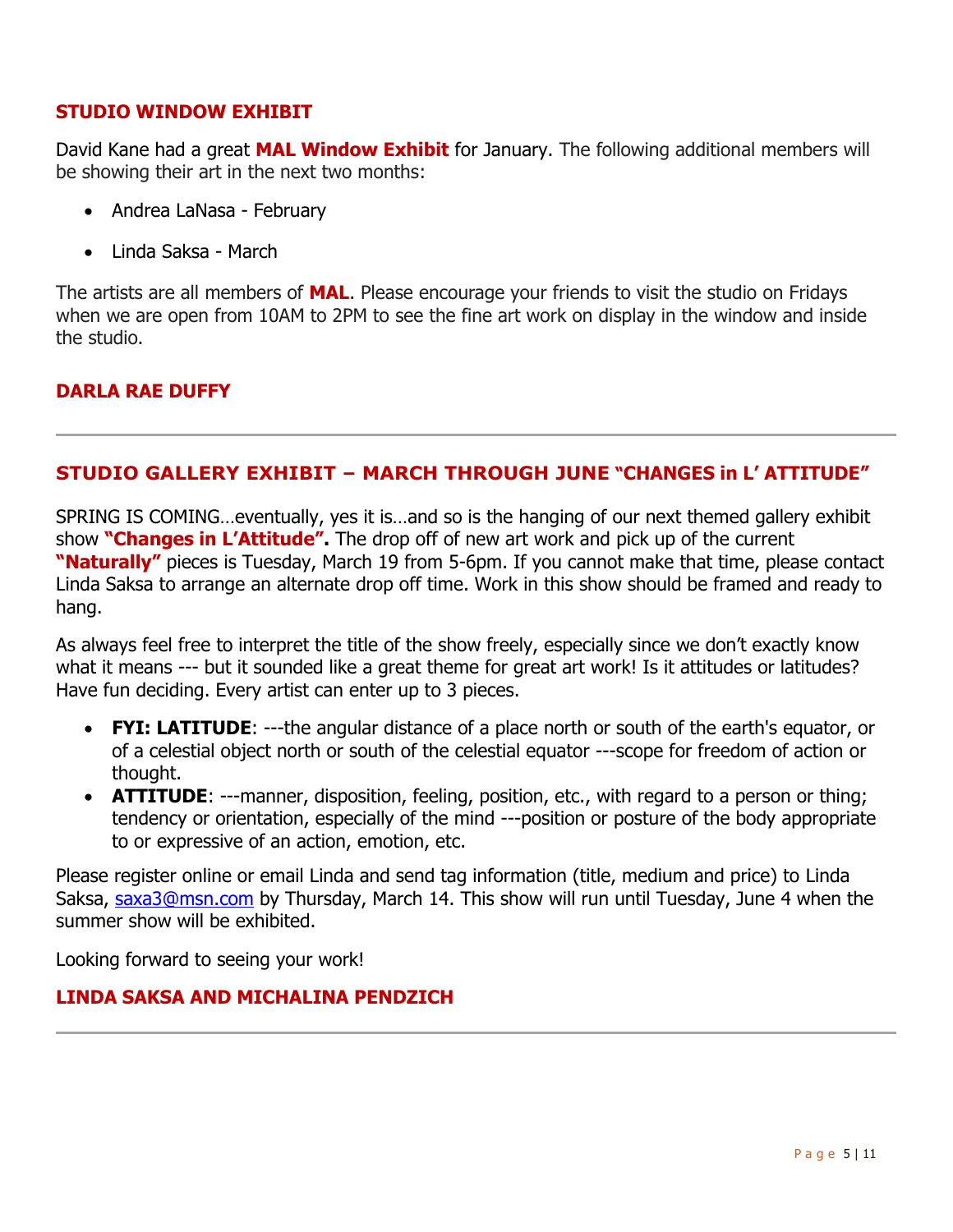## STUDIO WINDOW EXHIBIT

David Kane had a great **MAL Window Exhibit** for January. The following additional members will be showing their art in the next two months:

- Andrea LaNasa - February
- Linda Saksa - March

The artists are all members of **MAL**. Please encourage your friends to visit the studio on Fridays when we are open from 10AM to 2PM to see the fine art work on display in the window and inside the studio.

**DARLA RAE DUFFY**

---

## STUDIO GALLERY EXHIBIT – MARCH THROUGH JUNE "CHANGES in L' ATTITUDE"

SPRING IS COMING…eventually, yes it is…and so is the hanging of our next themed gallery exhibit show **"Changes in L'Attitude".** The drop off of new art work and pick up of the current **"Naturally"** pieces is Tuesday, March 19 from 5-6pm. If you cannot make that time, please contact Linda Saksa to arrange an alternate drop off time. Work in this show should be framed and ready to hang.

As always feel free to interpret the title of the show freely, especially since we don't exactly know what it means --- but it sounded like a great theme for great art work! Is it attitudes or latitudes? Have fun deciding. Every artist can enter up to 3 pieces.

- **FYI: LATITUDE**: ---the angular distance of a place north or south of the earth's equator, or of a celestial object north or south of the celestial equator ---scope for freedom of action or thought.
- **ATTITUDE**: ---manner, disposition, feeling, position, etc., with regard to a person or thing; tendency or orientation, especially of the mind ---position or posture of the body appropriate to or expressive of an action, emotion, etc.

Please register online or email Linda and send tag information (title, medium and price) to Linda Saksa, saxa3@msn.com by Thursday, March 14. This show will run until Tuesday, June 4 when the summer show will be exhibited.

Looking forward to seeing your work!

**LINDA SAKSA AND MICHALINA PENDZICH**

---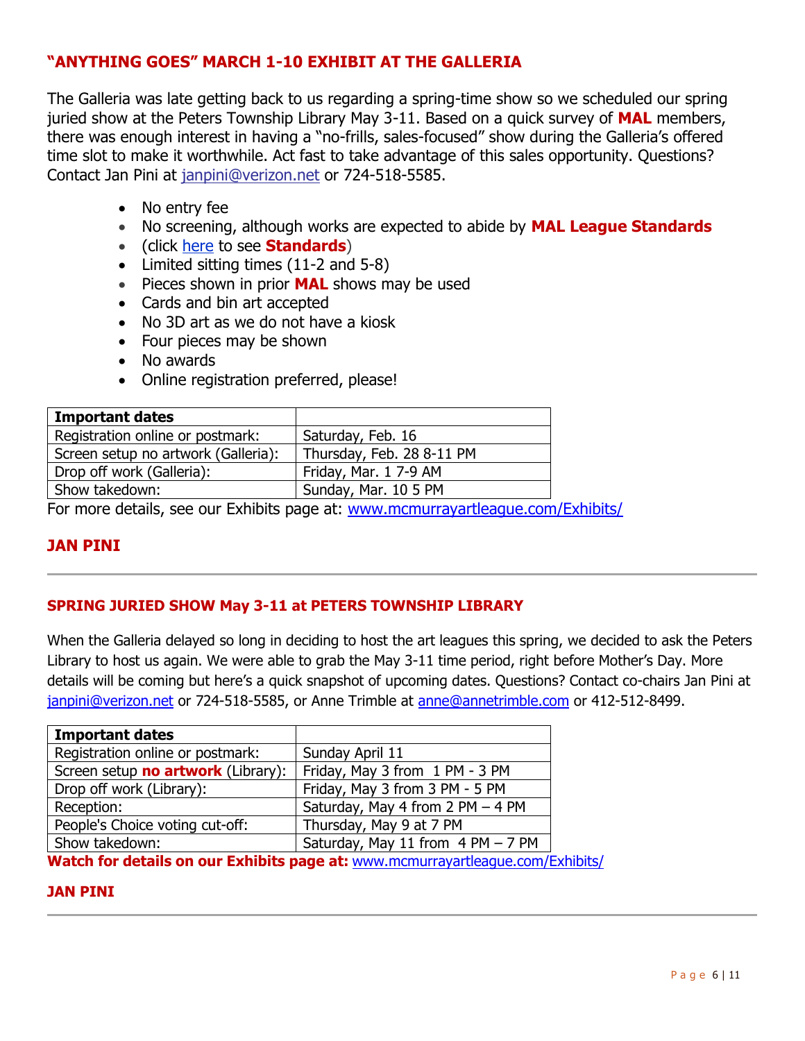## "ANYTHING GOES" MARCH 1-10 EXHIBIT AT THE GALLERIA

The Galleria was late getting back to us regarding a spring-time show so we scheduled our spring juried show at the Peters Township Library May 3-11. Based on a quick survey of **MAL** members, there was enough interest in having a "no-frills, sales-focused" show during the Galleria's offered time slot to make it worthwhile. Act fast to take advantage of this sales opportunity. Questions? Contact Jan Pini at janpini@verizon.net or 724-518-5585.

- No entry fee
- No screening, although works are expected to abide by **MAL League Standards**
- (click here to see **Standards**)
- Limited sitting times (11-2 and 5-8)
- Pieces shown in prior **MAL** shows may be used
- Cards and bin art accepted
- No 3D art as we do not have a kiosk
- Four pieces may be shown
- No awards
- Online registration preferred, please!

| **Important dates** | |
|---|---|
| Registration online or postmark: | Saturday, Feb. 16 |
| Screen setup no artwork (Galleria): | Thursday, Feb. 28 8-11 PM |
| Drop off work (Galleria): | Friday, Mar. 1 7-9 AM |
| Show takedown: | Sunday, Mar. 10 5 PM |

For more details, see our Exhibits page at: www.mcmurrayartleague.com/Exhibits/

**JAN PINI**

---

## SPRING JURIED SHOW May 3-11 at PETERS TOWNSHIP LIBRARY

When the Galleria delayed so long in deciding to host the art leagues this spring, we decided to ask the Peters Library to host us again. We were able to grab the May 3-11 time period, right before Mother's Day. More details will be coming but here's a quick snapshot of upcoming dates. Questions? Contact co-chairs Jan Pini at janpini@verizon.net or 724-518-5585, or Anne Trimble at anne@annetrimble.com or 412-512-8499.

| **Important dates** | |
|---|---|
| Registration online or postmark: | Sunday April 11 |
| Screen setup **no artwork** (Library): | Friday, May 3 from 1 PM - 3 PM |
| Drop off work (Library): | Friday, May 3 from 3 PM - 5 PM |
| Reception: | Saturday, May 4 from 2 PM – 4 PM |
| People's Choice voting cut-off: | Thursday, May 9 at 7 PM |
| Show takedown: | Saturday, May 11 from 4 PM – 7 PM |

**Watch for details on our Exhibits page at:** www.mcmurrayartleague.com/Exhibits/

**JAN PINI**

---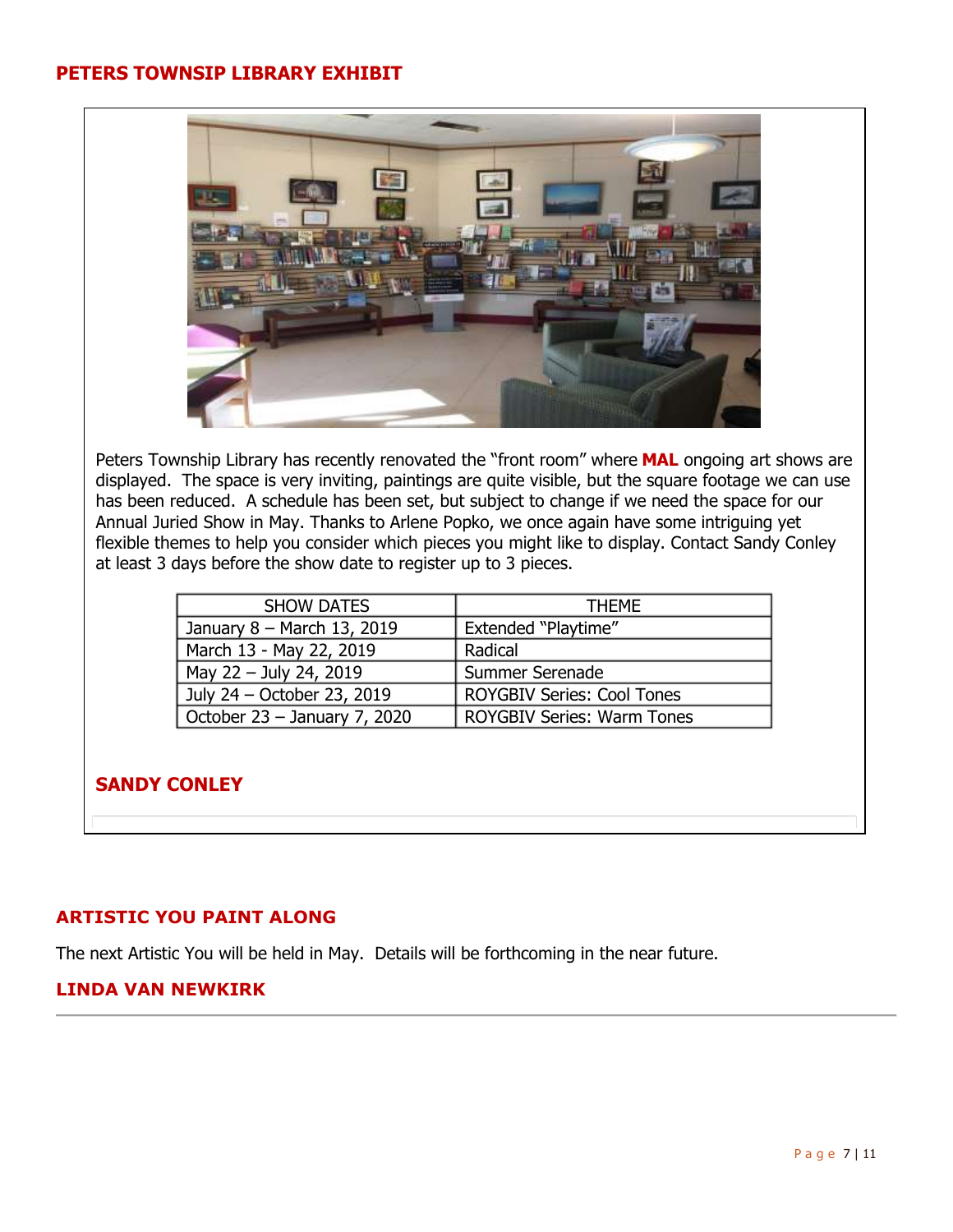## PETERS TOWNSIP LIBRARY EXHIBIT

Peters Township Library has recently renovated the "front room" where **MAL** ongoing art shows are displayed. The space is very inviting, paintings are quite visible, but the square footage we can use has been reduced. A schedule has been set, but subject to change if we need the space for our Annual Juried Show in May. Thanks to Arlene Popko, we once again have some intriguing yet flexible themes to help you consider which pieces you might like to display. Contact Sandy Conley at least 3 days before the show date to register up to 3 pieces.

| SHOW DATES | THEME |
|---|---|
| January 8 – March 13, 2019 | Extended "Playtime" |
| March 13 - May 22, 2019 | Radical |
| May 22 – July 24, 2019 | Summer Serenade |
| July 24 – October 23, 2019 | ROYGBIV Series: Cool Tones |
| October 23 – January 7, 2020 | ROYGBIV Series: Warm Tones |

**SANDY CONLEY**

## ARTISTIC YOU PAINT ALONG

The next Artistic You will be held in May. Details will be forthcoming in the near future.

**LINDA VAN NEWKIRK**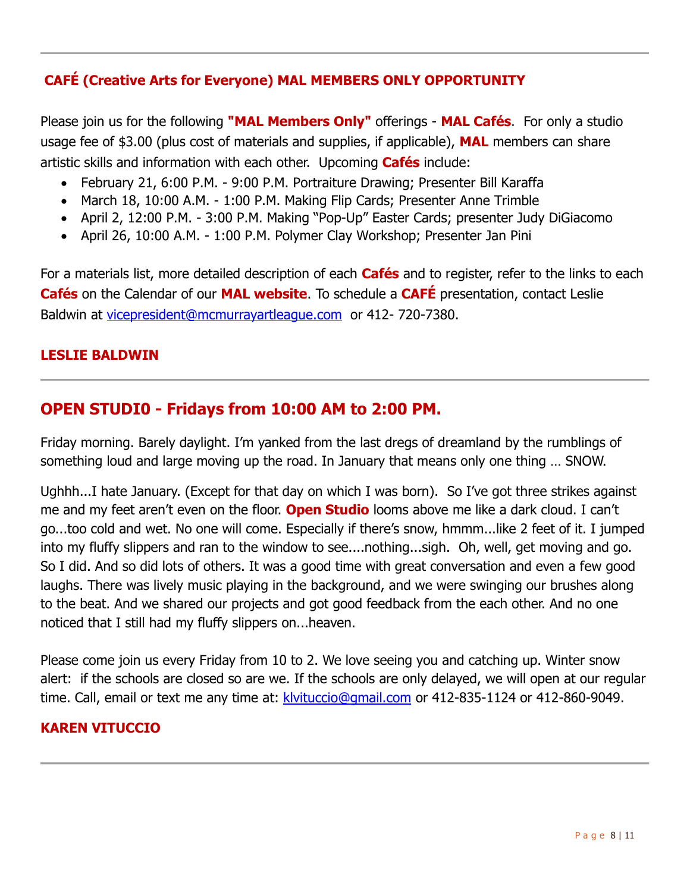## CAFÉ (Creative Arts for Everyone) MAL MEMBERS ONLY OPPORTUNITY

Please join us for the following **"MAL Members Only"** offerings - **MAL Cafés**. For only a studio usage fee of $3.00 (plus cost of materials and supplies, if applicable), **MAL** members can share artistic skills and information with each other. Upcoming **Cafés** include:

- February 21, 6:00 P.M. - 9:00 P.M. Portraiture Drawing; Presenter Bill Karaffa
- March 18, 10:00 A.M. - 1:00 P.M. Making Flip Cards; Presenter Anne Trimble
- April 2, 12:00 P.M. - 3:00 P.M. Making "Pop-Up" Easter Cards; presenter Judy DiGiacomo
- April 26, 10:00 A.M. - 1:00 P.M. Polymer Clay Workshop; Presenter Jan Pini

For a materials list, more detailed description of each **Cafés** and to register, refer to the links to each **Cafés** on the Calendar of our **MAL website**. To schedule a **CAFÉ** presentation, contact Leslie Baldwin at vicepresident@mcmurrayartleague.com or 412- 720-7380.

**LESLIE BALDWIN**

---

## OPEN STUDI0 - Fridays from 10:00 AM to 2:00 PM.

Friday morning. Barely daylight. I'm yanked from the last dregs of dreamland by the rumblings of something loud and large moving up the road. In January that means only one thing … SNOW.

Ughhh...I hate January. (Except for that day on which I was born). So I've got three strikes against me and my feet aren't even on the floor. **Open Studio** looms above me like a dark cloud. I can't go...too cold and wet. No one will come. Especially if there's snow, hmmm...like 2 feet of it. I jumped into my fluffy slippers and ran to the window to see....nothing...sigh. Oh, well, get moving and go. So I did. And so did lots of others. It was a good time with great conversation and even a few good laughs. There was lively music playing in the background, and we were swinging our brushes along to the beat. And we shared our projects and got good feedback from the each other. And no one noticed that I still had my fluffy slippers on...heaven.

Please come join us every Friday from 10 to 2. We love seeing you and catching up. Winter snow alert: if the schools are closed so are we. If the schools are only delayed, we will open at our regular time. Call, email or text me any time at: klvituccio@gmail.com or 412-835-1124 or 412-860-9049.

**KAREN VITUCCIO**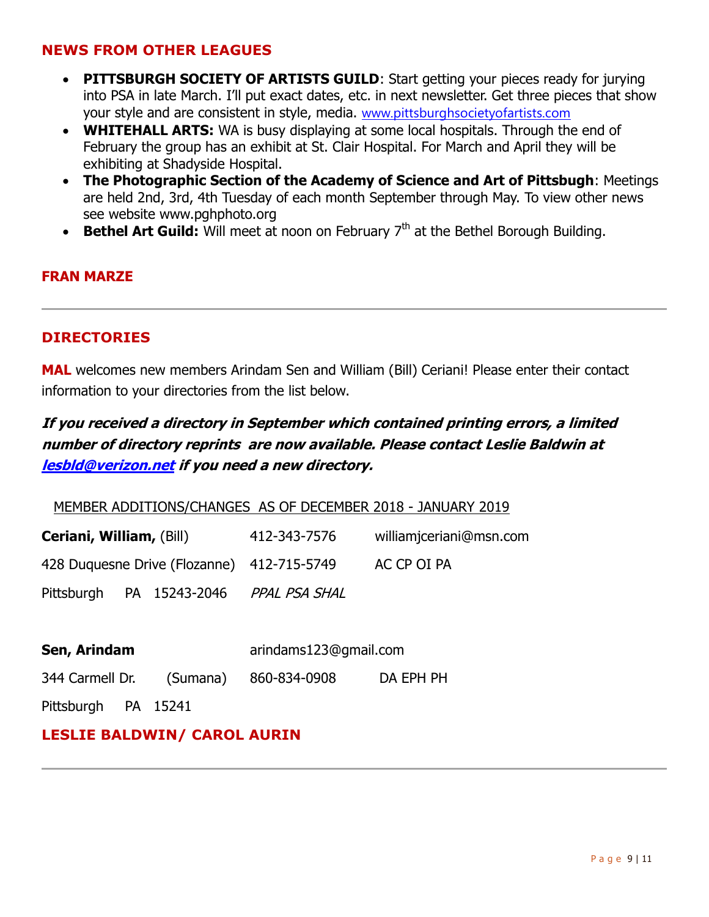## NEWS FROM OTHER LEAGUES

- **PITTSBURGH SOCIETY OF ARTISTS GUILD**: Start getting your pieces ready for jurying into PSA in late March. I'll put exact dates, etc. in next newsletter. Get three pieces that show your style and are consistent in style, media. www.pittsburghsocietyofartists.com
- **WHITEHALL ARTS:** WA is busy displaying at some local hospitals. Through the end of February the group has an exhibit at St. Clair Hospital. For March and April they will be exhibiting at Shadyside Hospital.
- **The Photographic Section of the Academy of Science and Art of Pittsbugh**: Meetings are held 2nd, 3rd, 4th Tuesday of each month September through May. To view other news see website www.pghphoto.org
- **Bethel Art Guild:** Will meet at noon on February 7th at the Bethel Borough Building.

**FRAN MARZE**

---

## DIRECTORIES

**MAL** welcomes new members Arindam Sen and William (Bill) Ceriani! Please enter their contact information to your directories from the list below.

***If you received a directory in September which contained printing errors, a limited number of directory reprints are now available. Please contact Leslie Baldwin at lesbld@verizon.net if you need a new directory.***

MEMBER ADDITIONS/CHANGES AS OF DECEMBER 2018 - JANUARY 2019

**Ceriani, William,** (Bill) 412-343-7576 williamjceriani@msn.com
428 Duquesne Drive (Flozanne) 412-715-5749 AC CP OI PA
Pittsburgh PA 15243-2046 *PPAL PSA SHAL*

**Sen, Arindam** arindams123@gmail.com
344 Carmell Dr. (Sumana) 860-834-0908 DA EPH PH
Pittsburgh PA 15241

**LESLIE BALDWIN/ CAROL AURIN**

---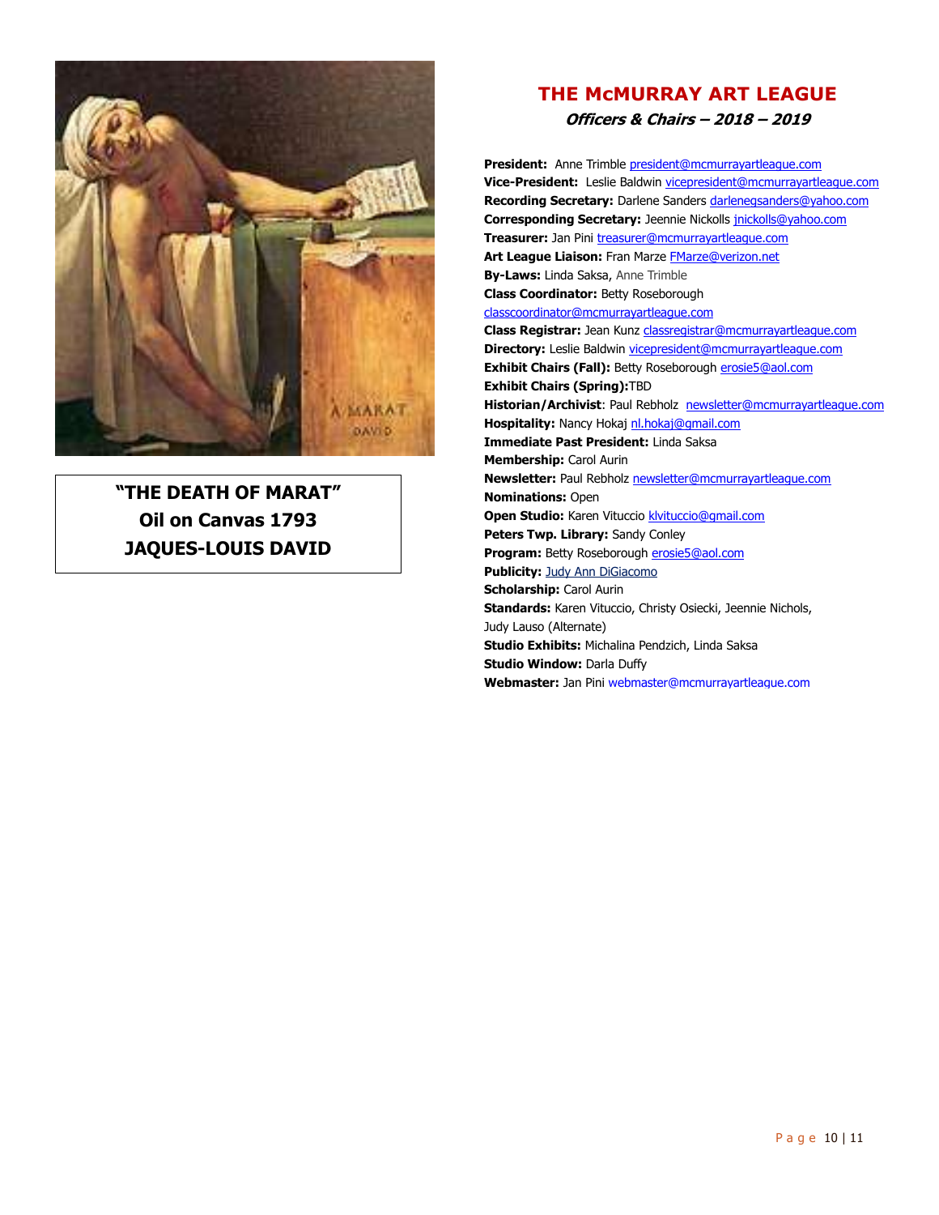**"THE DEATH OF MARAT"**
**Oil on Canvas 1793**
**JAQUES-LOUIS DAVID**

# THE McMURRAY ART LEAGUE

***Officers & Chairs – 2018 – 2019***

**President:** Anne Trimble president@mcmurrayartleague.com
**Vice-President:** Leslie Baldwin vicepresident@mcmurrayartleague.com
**Recording Secretary:** Darlene Sanders darlenegsanders@yahoo.com
**Corresponding Secretary:** Jeennie Nickolls jnickolls@yahoo.com
**Treasurer:** Jan Pini treasurer@mcmurrayartleague.com
**Art League Liaison:** Fran Marze FMarze@verizon.net
**By-Laws:** Linda Saksa, Anne Trimble
**Class Coordinator:** Betty Roseborough classcoordinator@mcmurrayartleague.com
**Class Registrar:** Jean Kunz classregistrar@mcmurrayartleague.com
**Directory:** Leslie Baldwin vicepresident@mcmurrayartleague.com
**Exhibit Chairs (Fall):** Betty Roseborough erosie5@aol.com
**Exhibit Chairs (Spring):**TBD
**Historian/Archivist**: Paul Rebholz newsletter@mcmurrayartleague.com
**Hospitality:** Nancy Hokaj nl.hokaj@gmail.com
**Immediate Past President:** Linda Saksa
**Membership:** Carol Aurin
**Newsletter:** Paul Rebholz newsletter@mcmurrayartleague.com
**Nominations:** Open
**Open Studio:** Karen Vituccio klvituccio@gmail.com
**Peters Twp. Library:** Sandy Conley
**Program:** Betty Roseborough erosie5@aol.com
**Publicity:** Judy Ann DiGiacomo
**Scholarship:** Carol Aurin
**Standards:** Karen Vituccio, Christy Osiecki, Jeennie Nichols, Judy Lauso (Alternate)
**Studio Exhibits:** Michalina Pendzich, Linda Saksa
**Studio Window:** Darla Duffy
**Webmaster:** Jan Pini webmaster@mcmurrayartleague.com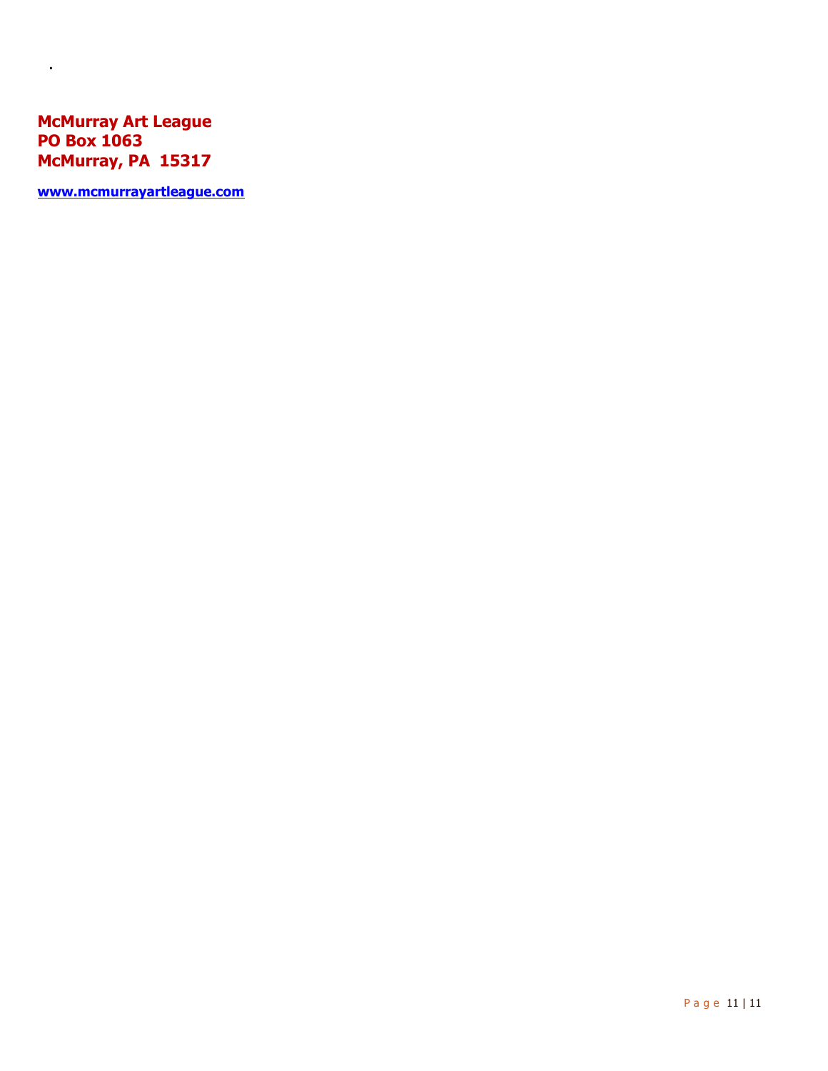.

**McMurray Art League**
**PO Box 1063**
**McMurray, PA 15317**

**[www.mcmurrayartleague.com](http://www.mcmurrayartleague.com)**